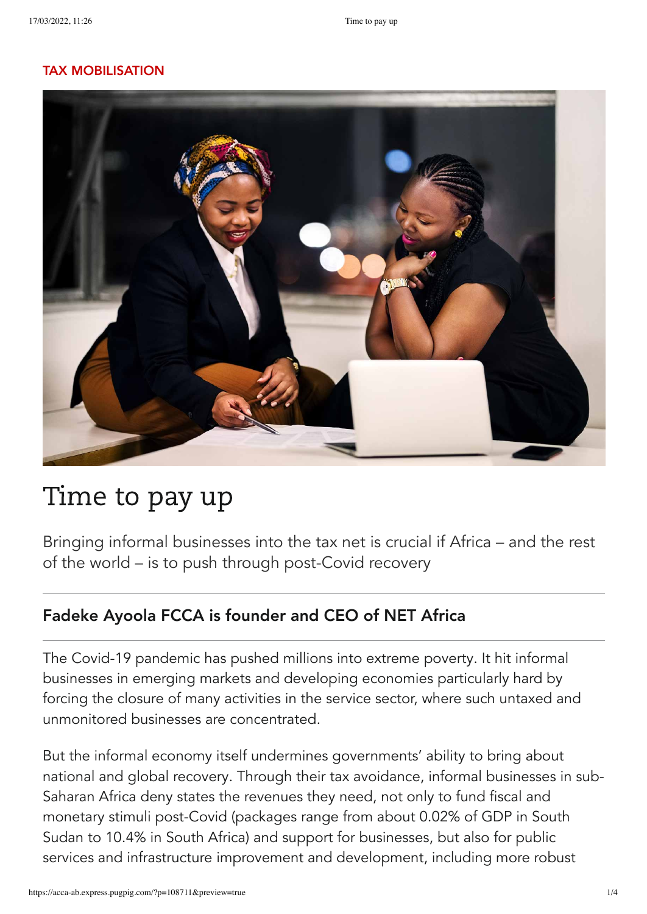TAX MOBILISATION

# Time to pay up

Bringing informal businesses into the tax net is crucial if Africa – and the rest of the world – is to push through post-Covid recovery

## Fadeke Ayoola FCCA is founder and CEO of NET Africa

The Covid-19 pandemic has pushed millions into extreme poverty. It hit informal businesses in emerging markets and developing economies particularly hard by forcing the closure of many activities in the service sector, where such untaxed and unmonitored businesses are concentrated.

But the informal economy itself undermines governments' ability to bring about national and global recovery. Through their tax avoidance, informal businesses in sub-Saharan Africa deny states the revenues they need, not only to fund fiscal and monetary stimuli post-Covid (packages range from about 0.02% of GDP in South Sudan to 10.4% in South Africa) and support for businesses, but also for public services and infrastructure improvement and development, including more robust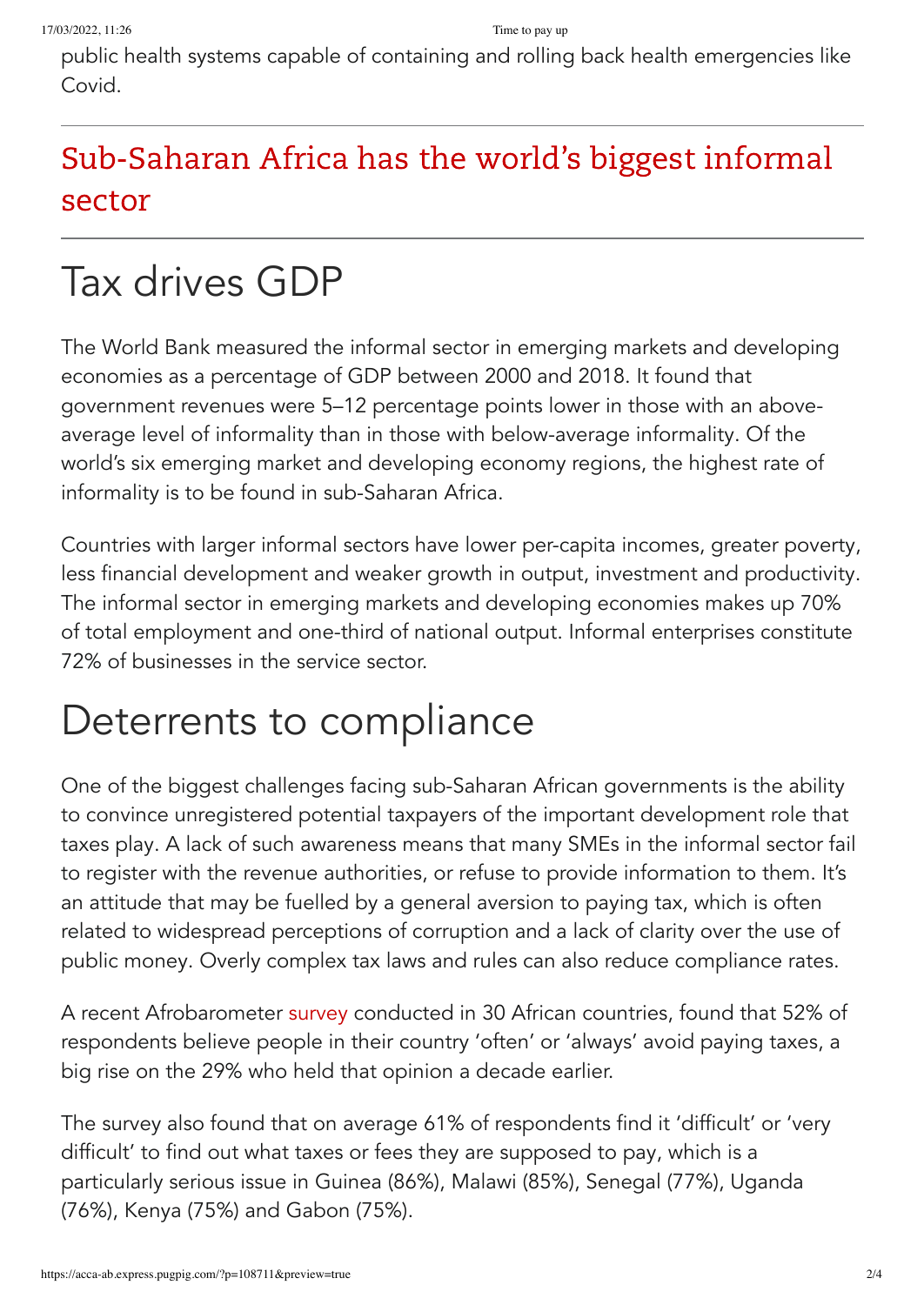public health systems capable of containing and rolling back health emergencies like Covid.

> Sub-Saharan Africa has the world's biggest informal sector

## Tax drives GDP

The World Bank measured the informal sector in emerging markets and developing economies as a percentage of GDP between 2000 and 2018. It found that government revenues were 5–12 percentage points lower in those with an above-average level of informality than in those with below-average informality. Of the world's six emerging market and developing economy regions, the highest rate of informality is to be found in sub-Saharan Africa.

Countries with larger informal sectors have lower per-capita incomes, greater poverty, less financial development and weaker growth in output, investment and productivity. The informal sector in emerging markets and developing economies makes up 70% of total employment and one-third of national output. Informal enterprises constitute 72% of businesses in the service sector.

## Deterrents to compliance

One of the biggest challenges facing sub-Saharan African governments is the ability to convince unregistered potential taxpayers of the important development role that taxes play. A lack of such awareness means that many SMEs in the informal sector fail to register with the revenue authorities, or refuse to provide information to them. It's an attitude that may be fuelled by a general aversion to paying tax, which is often related to widespread perceptions of corruption and a lack of clarity over the use of public money. Overly complex tax laws and rules can also reduce compliance rates.

A recent Afrobarometer survey conducted in 30 African countries, found that 52% of respondents believe people in their country 'often' or 'always' avoid paying taxes, a big rise on the 29% who held that opinion a decade earlier.

The survey also found that on average 61% of respondents find it 'difficult' or 'very difficult' to find out what taxes or fees they are supposed to pay, which is a particularly serious issue in Guinea (86%), Malawi (85%), Senegal (77%), Uganda (76%), Kenya (75%) and Gabon (75%).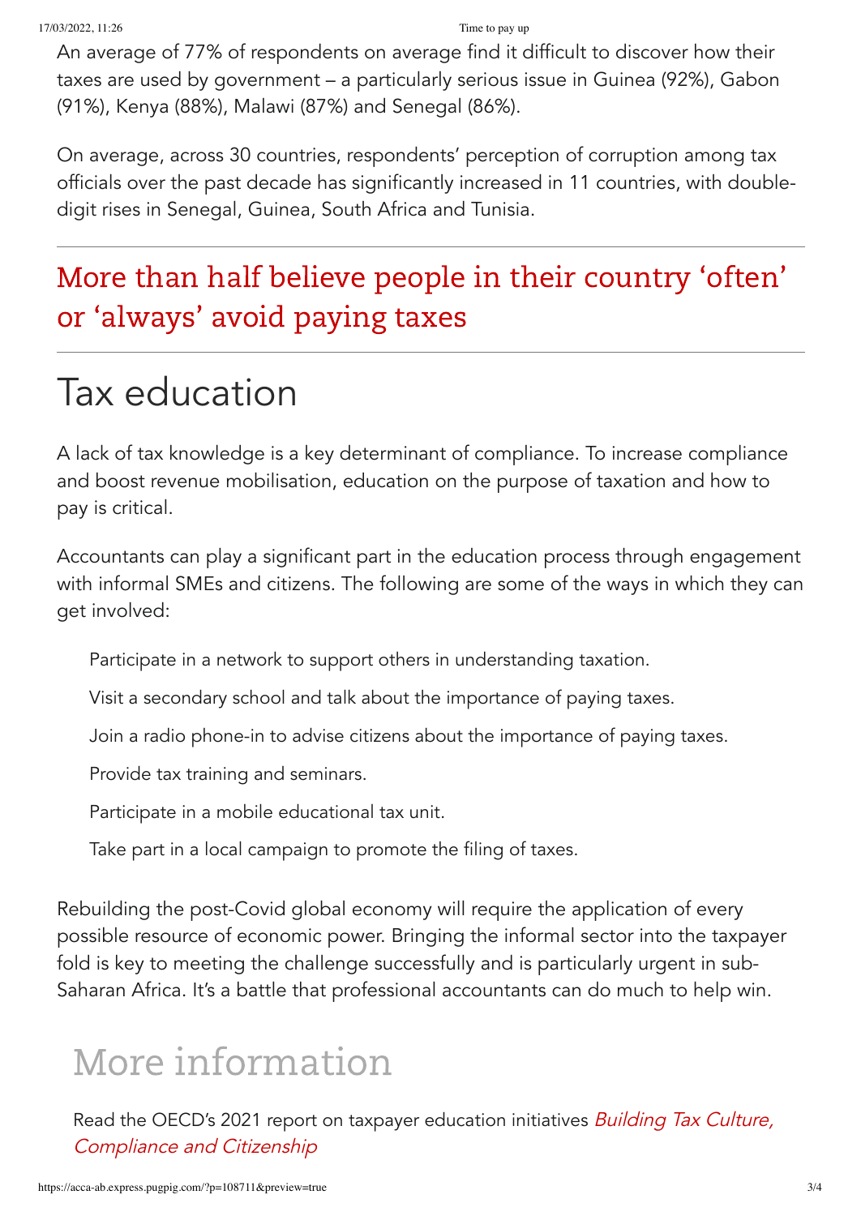An average of 77% of respondents on average find it difficult to discover how their taxes are used by government – a particularly serious issue in Guinea (92%), Gabon (91%), Kenya (88%), Malawi (87%) and Senegal (86%).

On average, across 30 countries, respondents' perception of corruption among tax officials over the past decade has significantly increased in 11 countries, with double-digit rises in Senegal, Guinea, South Africa and Tunisia.

> More than half believe people in their country 'often' or 'always' avoid paying taxes

## Tax education

A lack of tax knowledge is a key determinant of compliance. To increase compliance and boost revenue mobilisation, education on the purpose of taxation and how to pay is critical.

Accountants can play a significant part in the education process through engagement with informal SMEs and citizens. The following are some of the ways in which they can get involved:

- Participate in a network to support others in understanding taxation.
- Visit a secondary school and talk about the importance of paying taxes.
- Join a radio phone-in to advise citizens about the importance of paying taxes.
- Provide tax training and seminars.
- Participate in a mobile educational tax unit.
- Take part in a local campaign to promote the filing of taxes.

Rebuilding the post-Covid global economy will require the application of every possible resource of economic power. Bringing the informal sector into the taxpayer fold is key to meeting the challenge successfully and is particularly urgent in sub-Saharan Africa. It's a battle that professional accountants can do much to help win.

## More information

Read the OECD's 2021 report on taxpayer education initiatives *Building Tax Culture, Compliance and Citizenship*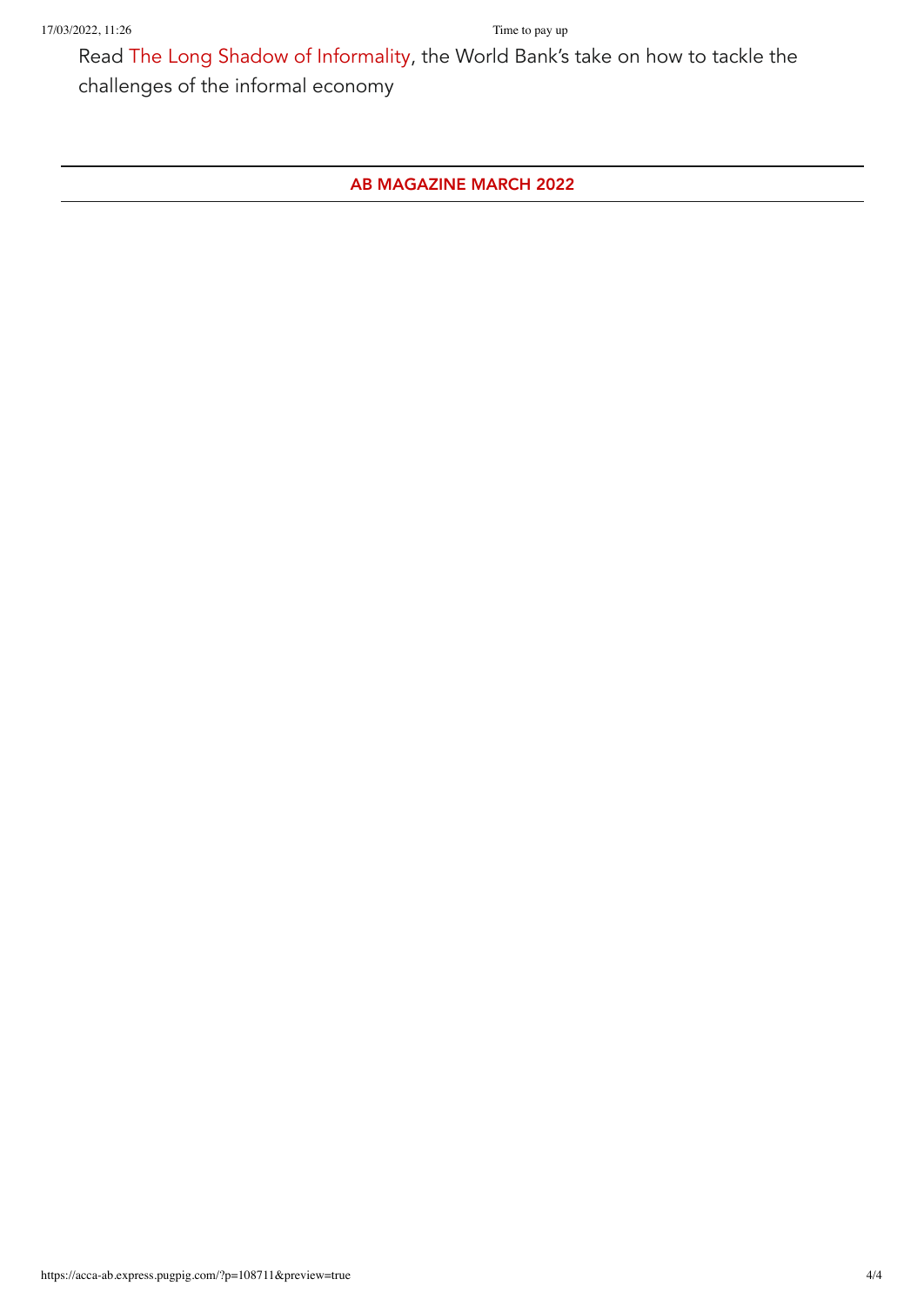Read The Long Shadow of Informality, the World Bank's take on how to tackle the challenges of the informal economy

AB MAGAZINE MARCH 2022